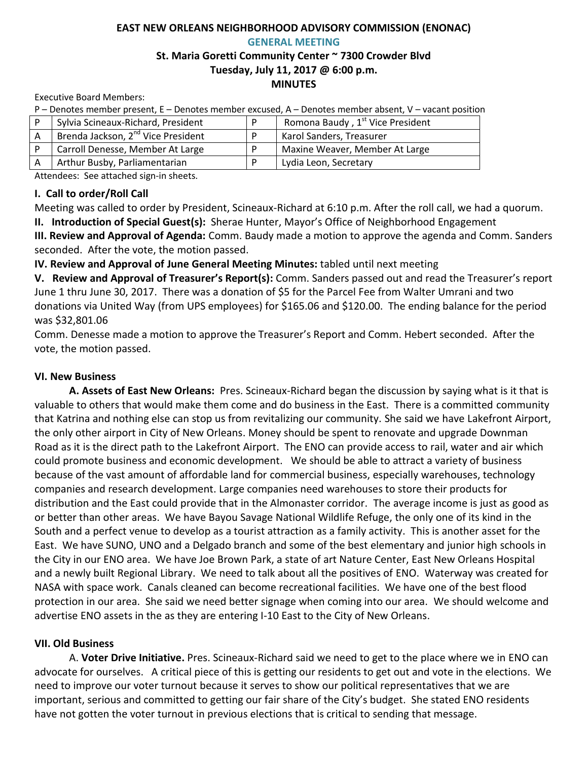# EAST NEW ORLEANS NEIGHBORHOOD ADVISORY COMMISSION (ENONAC)

## GENERAL MEETING

**St. Maria Goretti Community Center ~ 7300 Crowder Blvd**
**Tuesday, July 11, 2017 @ 6:00 p.m.**
**MINUTES**

Executive Board Members:

P – Denotes member present, E – Denotes member excused, A – Denotes member absent, V – vacant position

| | | | |
|---|---|---|---|
| P | Sylvia Scineaux-Richard, President | P | Romona Baudy , 1st Vice President |
| A | Brenda Jackson, 2nd Vice President | P | Karol Sanders, Treasurer |
| P | Carroll Denesse, Member At Large | P | Maxine Weaver, Member At Large |
| A | Arthur Busby, Parliamentarian | P | Lydia Leon, Secretary |

Attendees: See attached sign-in sheets.

### I. Call to order/Roll Call

Meeting was called to order by President, Scineaux-Richard at 6:10 p.m. After the roll call, we had a quorum.

**II. Introduction of Special Guest(s):** Sherae Hunter, Mayor's Office of Neighborhood Engagement

**III. Review and Approval of Agenda:** Comm. Baudy made a motion to approve the agenda and Comm. Sanders seconded. After the vote, the motion passed.

**IV. Review and Approval of June General Meeting Minutes:** tabled until next meeting

**V. Review and Approval of Treasurer's Report(s):** Comm. Sanders passed out and read the Treasurer's report June 1 thru June 30, 2017. There was a donation of $5 for the Parcel Fee from Walter Umrani and two donations via United Way (from UPS employees) for $165.06 and $120.00. The ending balance for the period was $32,801.06

Comm. Denesse made a motion to approve the Treasurer's Report and Comm. Hebert seconded. After the vote, the motion passed.

### VI. New Business

**A. Assets of East New Orleans:** Pres. Scineaux-Richard began the discussion by saying what is it that is valuable to others that would make them come and do business in the East. There is a committed community that Katrina and nothing else can stop us from revitalizing our community. She said we have Lakefront Airport, the only other airport in City of New Orleans. Money should be spent to renovate and upgrade Downman Road as it is the direct path to the Lakefront Airport. The ENO can provide access to rail, water and air which could promote business and economic development. We should be able to attract a variety of business because of the vast amount of affordable land for commercial business, especially warehouses, technology companies and research development. Large companies need warehouses to store their products for distribution and the East could provide that in the Almonaster corridor. The average income is just as good as or better than other areas. We have Bayou Savage National Wildlife Refuge, the only one of its kind in the South and a perfect venue to develop as a tourist attraction as a family activity. This is another asset for the East. We have SUNO, UNO and a Delgado branch and some of the best elementary and junior high schools in the City in our ENO area. We have Joe Brown Park, a state of art Nature Center, East New Orleans Hospital and a newly built Regional Library. We need to talk about all the positives of ENO. Waterway was created for NASA with space work. Canals cleaned can become recreational facilities. We have one of the best flood protection in our area. She said we need better signage when coming into our area. We should welcome and advertise ENO assets in the as they are entering I-10 East to the City of New Orleans.

### VII. Old Business

A. **Voter Drive Initiative.** Pres. Scineaux-Richard said we need to get to the place where we in ENO can advocate for ourselves. A critical piece of this is getting our residents to get out and vote in the elections. We need to improve our voter turnout because it serves to show our political representatives that we are important, serious and committed to getting our fair share of the City's budget. She stated ENO residents have not gotten the voter turnout in previous elections that is critical to sending that message.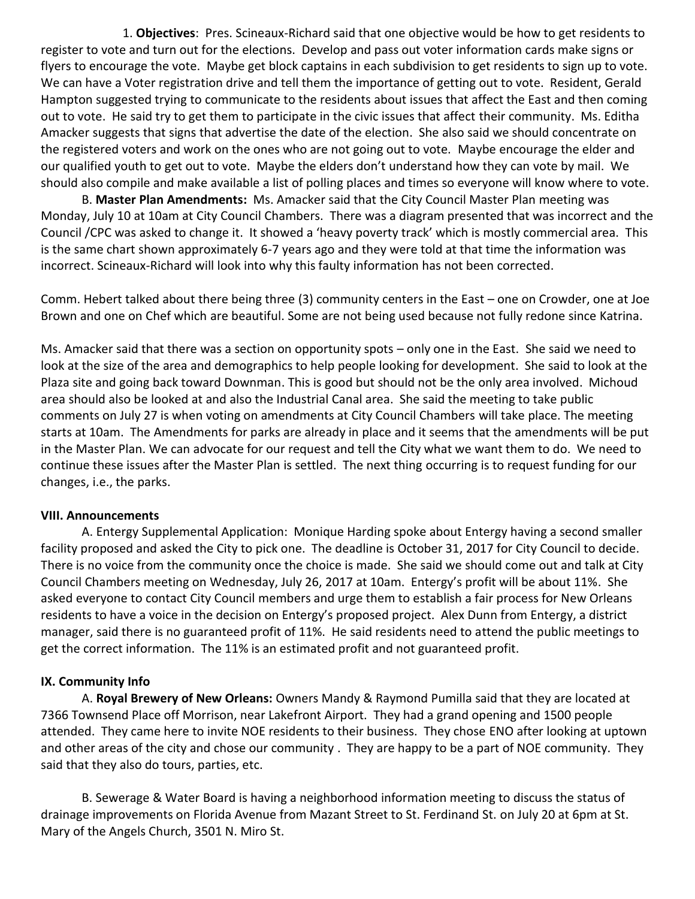1. **Objectives**: Pres. Scineaux-Richard said that one objective would be how to get residents to register to vote and turn out for the elections. Develop and pass out voter information cards make signs or flyers to encourage the vote. Maybe get block captains in each subdivision to get residents to sign up to vote. We can have a Voter registration drive and tell them the importance of getting out to vote. Resident, Gerald Hampton suggested trying to communicate to the residents about issues that affect the East and then coming out to vote. He said try to get them to participate in the civic issues that affect their community. Ms. Editha Amacker suggests that signs that advertise the date of the election. She also said we should concentrate on the registered voters and work on the ones who are not going out to vote. Maybe encourage the elder and our qualified youth to get out to vote. Maybe the elders don't understand how they can vote by mail. We should also compile and make available a list of polling places and times so everyone will know where to vote.

B. **Master Plan Amendments:** Ms. Amacker said that the City Council Master Plan meeting was Monday, July 10 at 10am at City Council Chambers. There was a diagram presented that was incorrect and the Council /CPC was asked to change it. It showed a 'heavy poverty track' which is mostly commercial area. This is the same chart shown approximately 6-7 years ago and they were told at that time the information was incorrect. Scineaux-Richard will look into why this faulty information has not been corrected.

Comm. Hebert talked about there being three (3) community centers in the East – one on Crowder, one at Joe Brown and one on Chef which are beautiful. Some are not being used because not fully redone since Katrina.

Ms. Amacker said that there was a section on opportunity spots – only one in the East. She said we need to look at the size of the area and demographics to help people looking for development. She said to look at the Plaza site and going back toward Downman. This is good but should not be the only area involved. Michoud area should also be looked at and also the Industrial Canal area. She said the meeting to take public comments on July 27 is when voting on amendments at City Council Chambers will take place. The meeting starts at 10am. The Amendments for parks are already in place and it seems that the amendments will be put in the Master Plan. We can advocate for our request and tell the City what we want them to do. We need to continue these issues after the Master Plan is settled. The next thing occurring is to request funding for our changes, i.e., the parks.

## VIII. Announcements

A. Entergy Supplemental Application: Monique Harding spoke about Entergy having a second smaller facility proposed and asked the City to pick one. The deadline is October 31, 2017 for City Council to decide. There is no voice from the community once the choice is made. She said we should come out and talk at City Council Chambers meeting on Wednesday, July 26, 2017 at 10am. Entergy's profit will be about 11%. She asked everyone to contact City Council members and urge them to establish a fair process for New Orleans residents to have a voice in the decision on Entergy's proposed project. Alex Dunn from Entergy, a district manager, said there is no guaranteed profit of 11%. He said residents need to attend the public meetings to get the correct information. The 11% is an estimated profit and not guaranteed profit.

## IX. Community Info

A. **Royal Brewery of New Orleans:** Owners Mandy & Raymond Pumilla said that they are located at 7366 Townsend Place off Morrison, near Lakefront Airport. They had a grand opening and 1500 people attended. They came here to invite NOE residents to their business. They chose ENO after looking at uptown and other areas of the city and chose our community . They are happy to be a part of NOE community. They said that they also do tours, parties, etc.

B. Sewerage & Water Board is having a neighborhood information meeting to discuss the status of drainage improvements on Florida Avenue from Mazant Street to St. Ferdinand St. on July 20 at 6pm at St. Mary of the Angels Church, 3501 N. Miro St.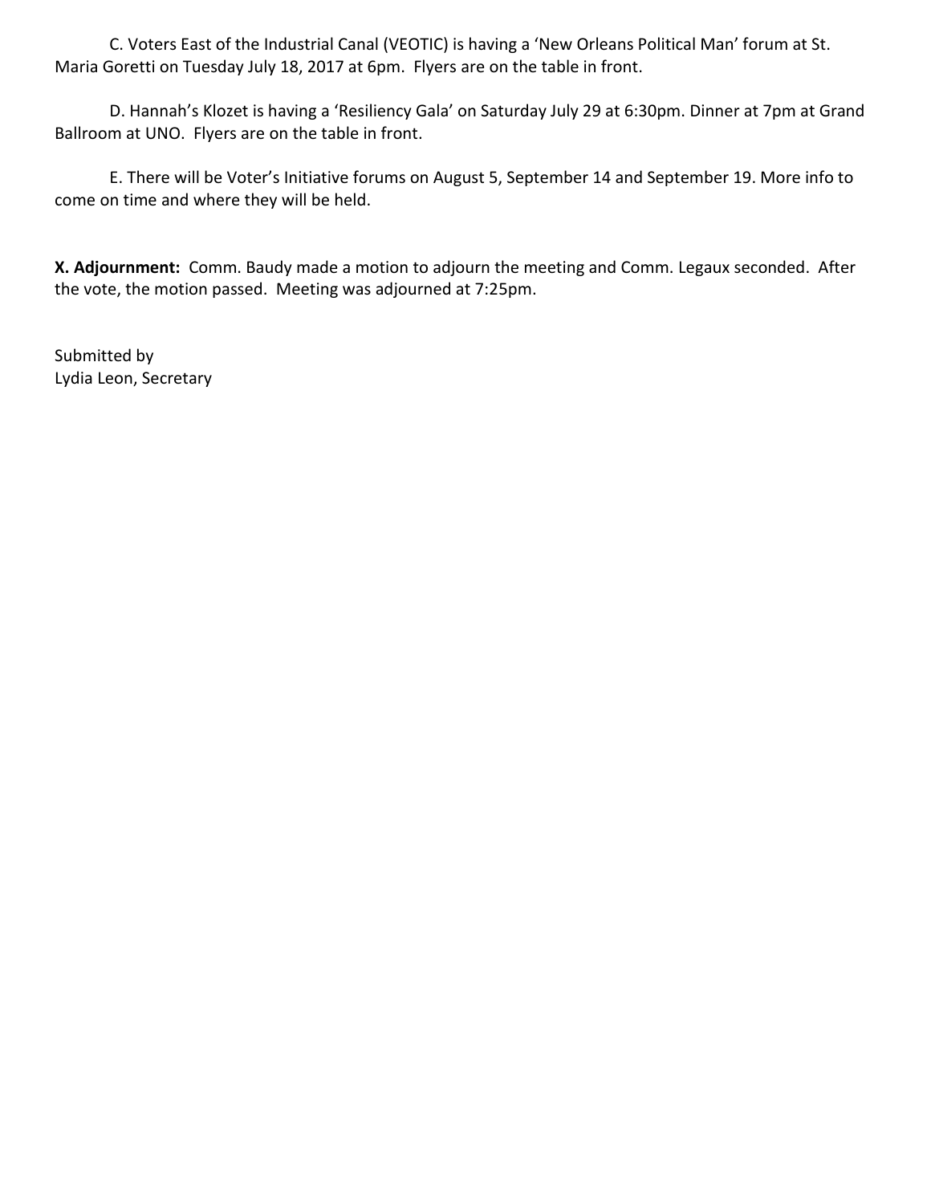C. Voters East of the Industrial Canal (VEOTIC) is having a 'New Orleans Political Man' forum at St. Maria Goretti on Tuesday July 18, 2017 at 6pm. Flyers are on the table in front.

D. Hannah's Klozet is having a 'Resiliency Gala' on Saturday July 29 at 6:30pm. Dinner at 7pm at Grand Ballroom at UNO. Flyers are on the table in front.

E. There will be Voter's Initiative forums on August 5, September 14 and September 19. More info to come on time and where they will be held.

**X. Adjournment:** Comm. Baudy made a motion to adjourn the meeting and Comm. Legaux seconded. After the vote, the motion passed. Meeting was adjourned at 7:25pm.

Submitted by
Lydia Leon, Secretary